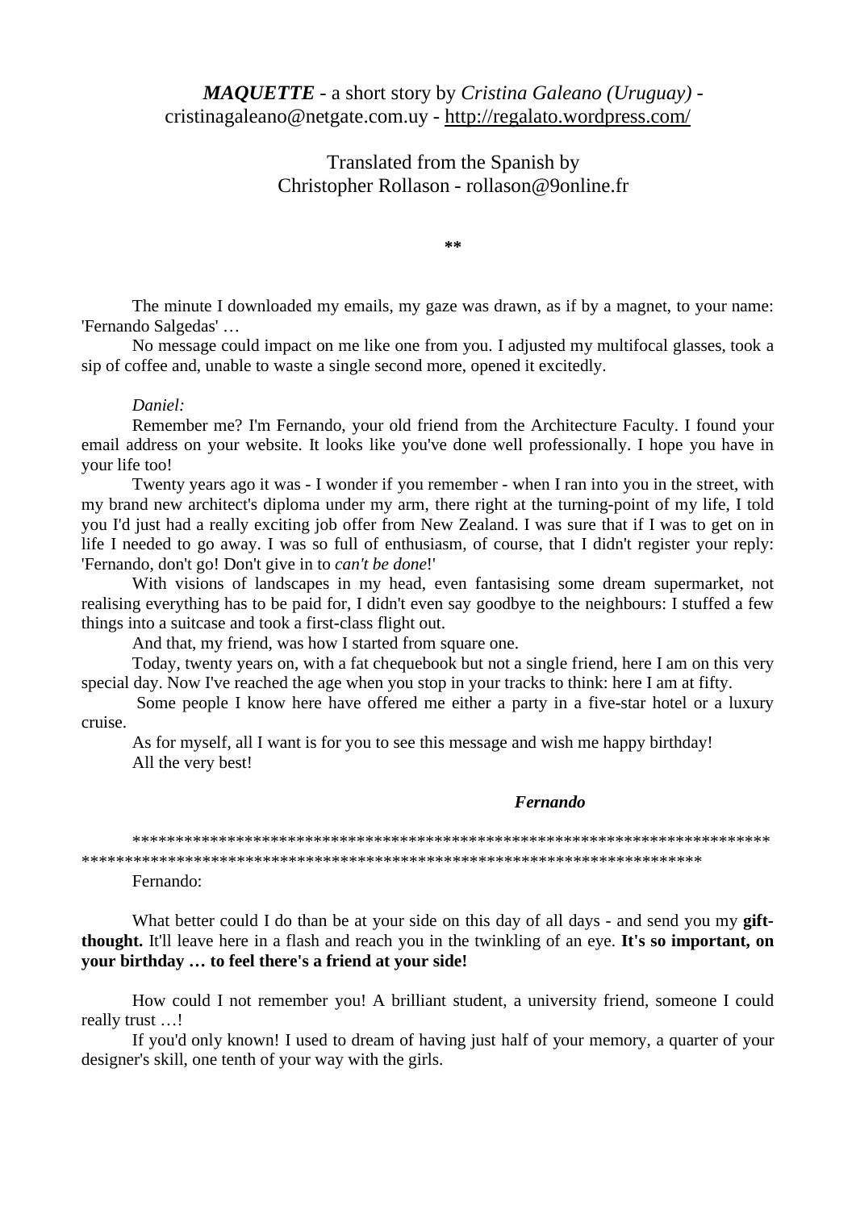***MAQUETTE*** - a short story by *Cristina Galeano (Uruguay)* - cristinagaleano@netgate.com.uy - http://regalato.wordpress.com/

Translated from the Spanish by
Christopher Rollason - rollason@9online.fr

**

The minute I downloaded my emails, my gaze was drawn, as if by a magnet, to your name: 'Fernando Salgedas' …

No message could impact on me like one from you. I adjusted my multifocal glasses, took a sip of coffee and, unable to waste a single second more, opened it excitedly.

*Daniel:*

Remember me? I'm Fernando, your old friend from the Architecture Faculty. I found your email address on your website. It looks like you've done well professionally. I hope you have in your life too!

Twenty years ago it was - I wonder if you remember - when I ran into you in the street, with my brand new architect's diploma under my arm, there right at the turning-point of my life, I told you I'd just had a really exciting job offer from New Zealand. I was sure that if I was to get on in life I needed to go away. I was so full of enthusiasm, of course, that I didn't register your reply: 'Fernando, don't go! Don't give in to *can't be done*!'

With visions of landscapes in my head, even fantasising some dream supermarket, not realising everything has to be paid for, I didn't even say goodbye to the neighbours: I stuffed a few things into a suitcase and took a first-class flight out.

And that, my friend, was how I started from square one.

Today, twenty years on, with a fat chequebook but not a single friend, here I am on this very special day. Now I've reached the age when you stop in your tracks to think: here I am at fifty.

Some people I know here have offered me either a party in a five-star hotel or a luxury cruise.

As for myself, all I want is for you to see this message and wish me happy birthday!

All the very best!

***Fernando***

****************************************************************************************************************************************************

Fernando:

What better could I do than be at your side on this day of all days - and send you my **gift-thought.** It'll leave here in a flash and reach you in the twinkling of an eye. **It's so important, on your birthday … to feel there's a friend at your side!**

How could I not remember you! A brilliant student, a university friend, someone I could really trust …!

If you'd only known! I used to dream of having just half of your memory, a quarter of your designer's skill, one tenth of your way with the girls.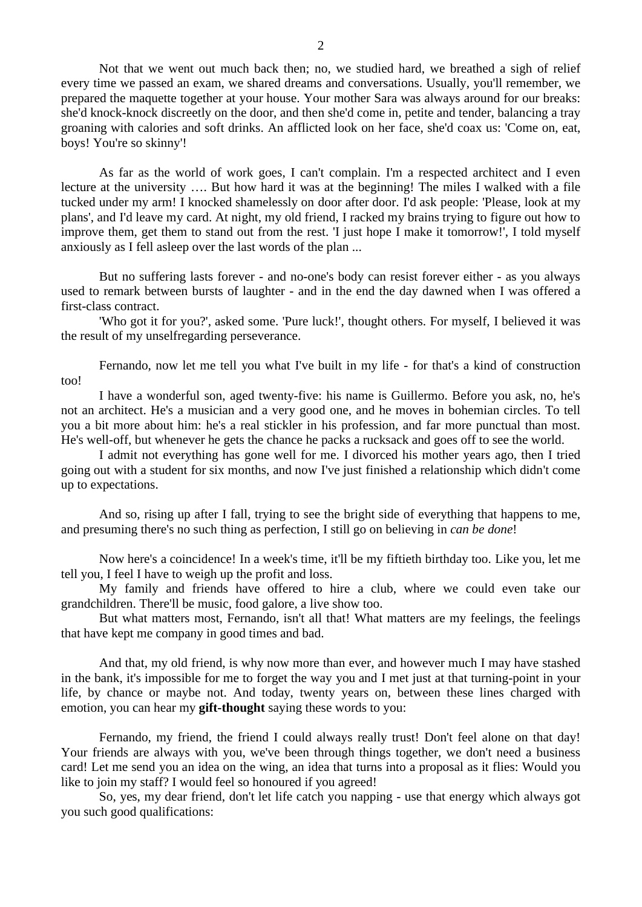Not that we went out much back then; no, we studied hard, we breathed a sigh of relief every time we passed an exam, we shared dreams and conversations. Usually, you'll remember, we prepared the maquette together at your house. Your mother Sara was always around for our breaks: she'd knock-knock discreetly on the door, and then she'd come in, petite and tender, balancing a tray groaning with calories and soft drinks. An afflicted look on her face, she'd coax us: 'Come on, eat, boys! You're so skinny'!

As far as the world of work goes, I can't complain. I'm a respected architect and I even lecture at the university …. But how hard it was at the beginning! The miles I walked with a file tucked under my arm! I knocked shamelessly on door after door. I'd ask people: 'Please, look at my plans', and I'd leave my card. At night, my old friend, I racked my brains trying to figure out how to improve them, get them to stand out from the rest. 'I just hope I make it tomorrow!', I told myself anxiously as I fell asleep over the last words of the plan ...

But no suffering lasts forever - and no-one's body can resist forever either - as you always used to remark between bursts of laughter - and in the end the day dawned when I was offered a first-class contract.

'Who got it for you?', asked some. 'Pure luck!', thought others. For myself, I believed it was the result of my unselfregarding perseverance.

Fernando, now let me tell you what I've built in my life - for that's a kind of construction too!

I have a wonderful son, aged twenty-five: his name is Guillermo. Before you ask, no, he's not an architect. He's a musician and a very good one, and he moves in bohemian circles. To tell you a bit more about him: he's a real stickler in his profession, and far more punctual than most. He's well-off, but whenever he gets the chance he packs a rucksack and goes off to see the world.

I admit not everything has gone well for me. I divorced his mother years ago, then I tried going out with a student for six months, and now I've just finished a relationship which didn't come up to expectations.

And so, rising up after I fall, trying to see the bright side of everything that happens to me, and presuming there's no such thing as perfection, I still go on believing in *can be done*!

Now here's a coincidence! In a week's time, it'll be my fiftieth birthday too. Like you, let me tell you, I feel I have to weigh up the profit and loss.

My family and friends have offered to hire a club, where we could even take our grandchildren. There'll be music, food galore, a live show too.

But what matters most, Fernando, isn't all that! What matters are my feelings, the feelings that have kept me company in good times and bad.

And that, my old friend, is why now more than ever, and however much I may have stashed in the bank, it's impossible for me to forget the way you and I met just at that turning-point in your life, by chance or maybe not. And today, twenty years on, between these lines charged with emotion, you can hear my **gift-thought** saying these words to you:

Fernando, my friend, the friend I could always really trust! Don't feel alone on that day! Your friends are always with you, we've been through things together, we don't need a business card! Let me send you an idea on the wing, an idea that turns into a proposal as it flies: Would you like to join my staff? I would feel so honoured if you agreed!

So, yes, my dear friend, don't let life catch you napping - use that energy which always got you such good qualifications: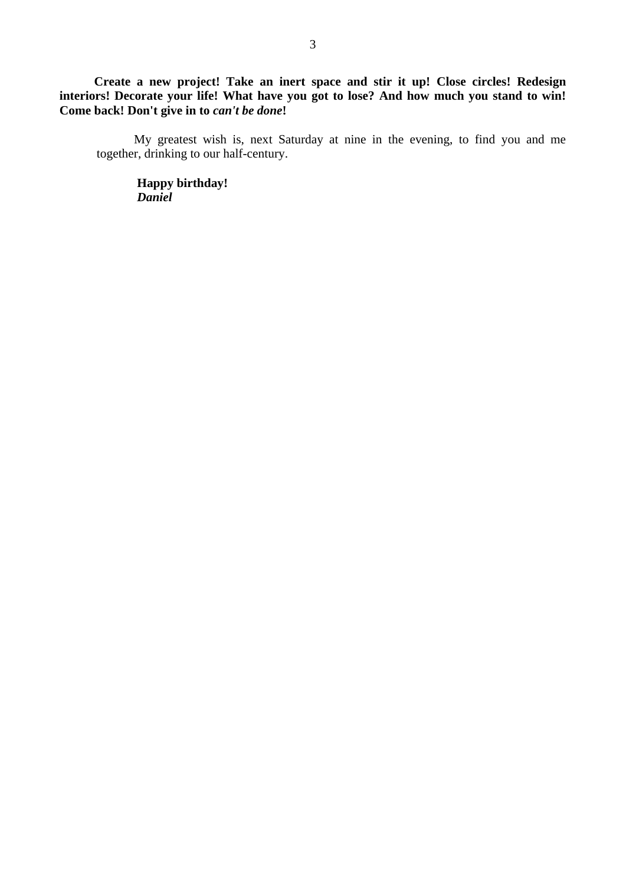**Create a new project! Take an inert space and stir it up! Close circles! Redesign interiors! Decorate your life! What have you got to lose? And how much you stand to win! Come back! Don't give in to *can't be done*!**

My greatest wish is, next Saturday at nine in the evening, to find you and me together, drinking to our half-century.

**Happy birthday!**
***Daniel***